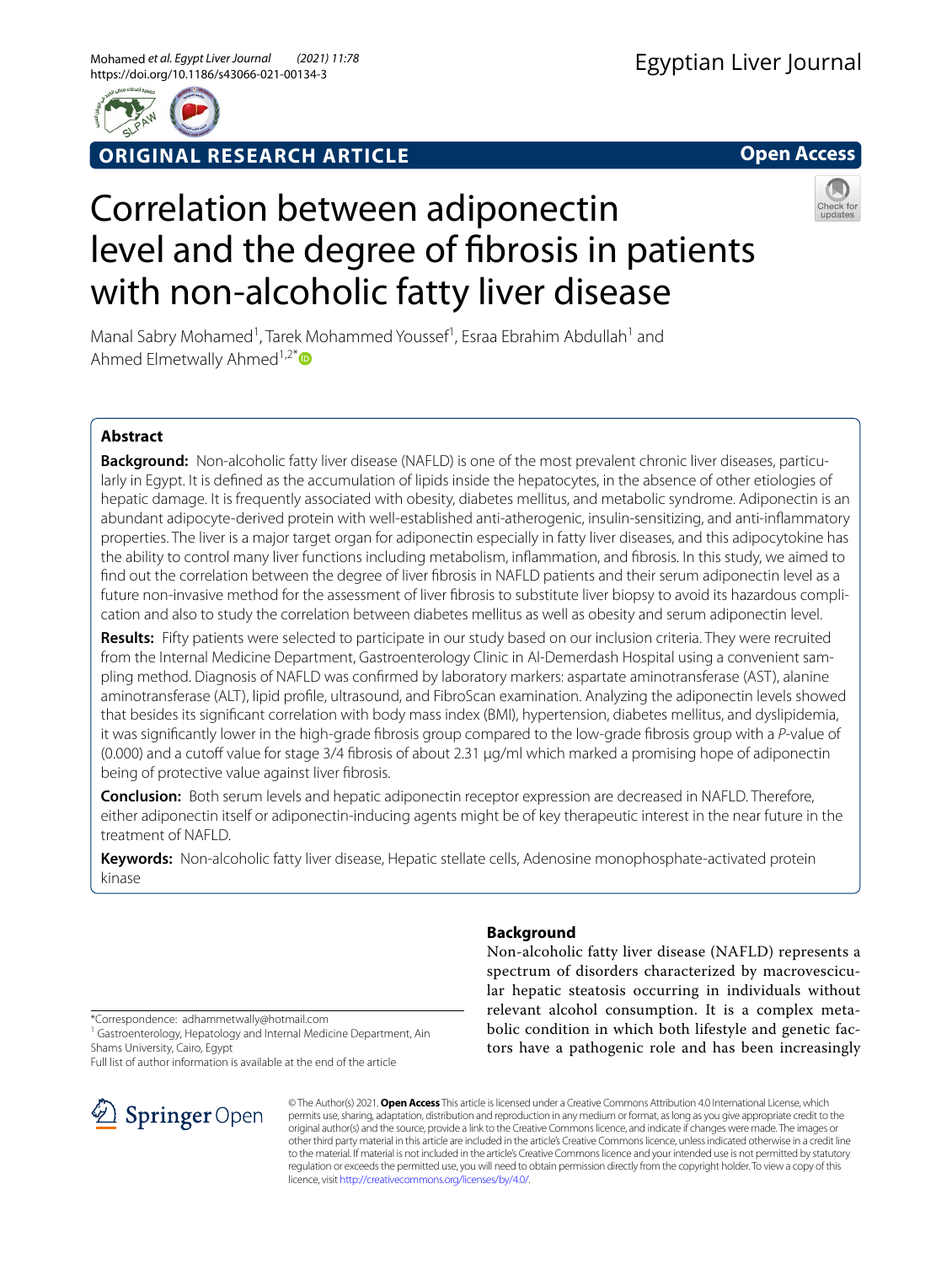ORIGINAL RESEARCH ARTICLE

Open Access

# Correlation between adiponectin level and the degree of fibrosis in patients with non-alcoholic fatty liver disease

Manal Sabry Mohamed[1], Tarek Mohammed Youssef[1], Esraa Ebrahim Abdullah[1] and Ahmed Elmetwally Ahmed[1,2*]

## Abstract

**Background:** Non-alcoholic fatty liver disease (NAFLD) is one of the most prevalent chronic liver diseases, particularly in Egypt. It is defined as the accumulation of lipids inside the hepatocytes, in the absence of other etiologies of hepatic damage. It is frequently associated with obesity, diabetes mellitus, and metabolic syndrome. Adiponectin is an abundant adipocyte-derived protein with well-established anti-atherogenic, insulin-sensitizing, and anti-inflammatory properties. The liver is a major target organ for adiponectin especially in fatty liver diseases, and this adipocytokine has the ability to control many liver functions including metabolism, inflammation, and fibrosis. In this study, we aimed to find out the correlation between the degree of liver fibrosis in NAFLD patients and their serum adiponectin level as a future non-invasive method for the assessment of liver fibrosis to substitute liver biopsy to avoid its hazardous complication and also to study the correlation between diabetes mellitus as well as obesity and serum adiponectin level.

**Results:** Fifty patients were selected to participate in our study based on our inclusion criteria. They were recruited from the Internal Medicine Department, Gastroenterology Clinic in Al-Demerdash Hospital using a convenient sampling method. Diagnosis of NAFLD was confirmed by laboratory markers: aspartate aminotransferase (AST), alanine aminotransferase (ALT), lipid profile, ultrasound, and FibroScan examination. Analyzing the adiponectin levels showed that besides its significant correlation with body mass index (BMI), hypertension, diabetes mellitus, and dyslipidemia, it was significantly lower in the high-grade fibrosis group compared to the low-grade fibrosis group with a *P*-value of (0.000) and a cutoff value for stage 3/4 fibrosis of about 2.31 μg/ml which marked a promising hope of adiponectin being of protective value against liver fibrosis.

**Conclusion:** Both serum levels and hepatic adiponectin receptor expression are decreased in NAFLD. Therefore, either adiponectin itself or adiponectin-inducing agents might be of key therapeutic interest in the near future in the treatment of NAFLD.

**Keywords:** Non-alcoholic fatty liver disease, Hepatic stellate cells, Adenosine monophosphate-activated protein kinase

## Background

Non-alcoholic fatty liver disease (NAFLD) represents a spectrum of disorders characterized by macrovescicular hepatic steatosis occurring in individuals without relevant alcohol consumption. It is a complex metabolic condition in which both lifestyle and genetic factors have a pathogenic role and has been increasingly

*Correspondence: adhammetwally@hotmail.com
[1] Gastroenterology, Hepatology and Internal Medicine Department, Ain Shams University, Cairo, Egypt
Full list of author information is available at the end of the article

© The Author(s) 2021. **Open Access** This article is licensed under a Creative Commons Attribution 4.0 International License, which permits use, sharing, adaptation, distribution and reproduction in any medium or format, as long as you give appropriate credit to the original author(s) and the source, provide a link to the Creative Commons licence, and indicate if changes were made. The images or other third party material in this article are included in the article's Creative Commons licence, unless indicated otherwise in a credit line to the material. If material is not included in the article's Creative Commons licence and your intended use is not permitted by statutory regulation or exceeds the permitted use, you will need to obtain permission directly from the copyright holder. To view a copy of this licence, visit http://creativecommons.org/licenses/by/4.0/.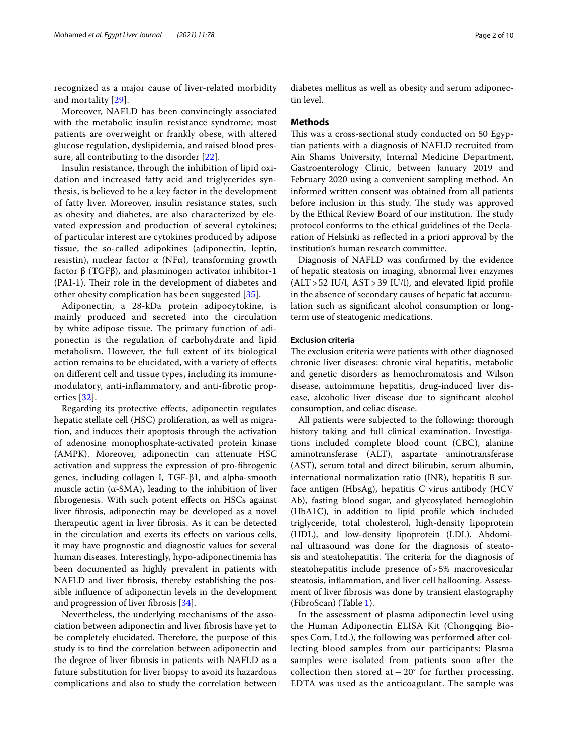recognized as a major cause of liver-related morbidity and mortality [29].

Moreover, NAFLD has been convincingly associated with the metabolic insulin resistance syndrome; most patients are overweight or frankly obese, with altered glucose regulation, dyslipidemia, and raised blood pressure, all contributing to the disorder [22].

Insulin resistance, through the inhibition of lipid oxidation and increased fatty acid and triglycerides synthesis, is believed to be a key factor in the development of fatty liver. Moreover, insulin resistance states, such as obesity and diabetes, are also characterized by elevated expression and production of several cytokines; of particular interest are cytokines produced by adipose tissue, the so-called adipokines (adiponectin, leptin, resistin), nuclear factor α (NFα), transforming growth factor β (TGFβ), and plasminogen activator inhibitor-1 (PAI-1). Their role in the development of diabetes and other obesity complication has been suggested [35].

Adiponectin, a 28-kDa protein adipocytokine, is mainly produced and secreted into the circulation by white adipose tissue. The primary function of adiponectin is the regulation of carbohydrate and lipid metabolism. However, the full extent of its biological action remains to be elucidated, with a variety of effects on different cell and tissue types, including its immune-modulatory, anti-inflammatory, and anti-fibrotic properties [32].

Regarding its protective effects, adiponectin regulates hepatic stellate cell (HSC) proliferation, as well as migration, and induces their apoptosis through the activation of adenosine monophosphate-activated protein kinase (AMPK). Moreover, adiponectin can attenuate HSC activation and suppress the expression of pro-fibrogenic genes, including collagen I, TGF-β1, and alpha-smooth muscle actin (α-SMA), leading to the inhibition of liver fibrogenesis. With such potent effects on HSCs against liver fibrosis, adiponectin may be developed as a novel therapeutic agent in liver fibrosis. As it can be detected in the circulation and exerts its effects on various cells, it may have prognostic and diagnostic values for several human diseases. Interestingly, hypo-adiponectinemia has been documented as highly prevalent in patients with NAFLD and liver fibrosis, thereby establishing the possible influence of adiponectin levels in the development and progression of liver fibrosis [34].

Nevertheless, the underlying mechanisms of the association between adiponectin and liver fibrosis have yet to be completely elucidated. Therefore, the purpose of this study is to find the correlation between adiponectin and the degree of liver fibrosis in patients with NAFLD as a future substitution for liver biopsy to avoid its hazardous complications and also to study the correlation between diabetes mellitus as well as obesity and serum adiponectin level.

## Methods

This was a cross-sectional study conducted on 50 Egyptian patients with a diagnosis of NAFLD recruited from Ain Shams University, Internal Medicine Department, Gastroenterology Clinic, between January 2019 and February 2020 using a convenient sampling method. An informed written consent was obtained from all patients before inclusion in this study. The study was approved by the Ethical Review Board of our institution. The study protocol conforms to the ethical guidelines of the Declaration of Helsinki as reflected in a priori approval by the institution's human research committee.

Diagnosis of NAFLD was confirmed by the evidence of hepatic steatosis on imaging, abnormal liver enzymes (ALT > 52 IU/l, AST > 39 IU/l), and elevated lipid profile in the absence of secondary causes of hepatic fat accumulation such as significant alcohol consumption or long-term use of steatogenic medications.

### Exclusion criteria

The exclusion criteria were patients with other diagnosed chronic liver diseases: chronic viral hepatitis, metabolic and genetic disorders as hemochromatosis and Wilson disease, autoimmune hepatitis, drug-induced liver disease, alcoholic liver disease due to significant alcohol consumption, and celiac disease.

All patients were subjected to the following: thorough history taking and full clinical examination. Investigations included complete blood count (CBC), alanine aminotransferase (ALT), aspartate aminotransferase (AST), serum total and direct bilirubin, serum albumin, international normalization ratio (INR), hepatitis B surface antigen (HbsAg), hepatitis C virus antibody (HCV Ab), fasting blood sugar, and glycosylated hemoglobin (HbA1C), in addition to lipid profile which included triglyceride, total cholesterol, high-density lipoprotein (HDL), and low-density lipoprotein (LDL). Abdominal ultrasound was done for the diagnosis of steatosis and steatohepatitis. The criteria for the diagnosis of steatohepatitis include presence of > 5% macrovesicular steatosis, inflammation, and liver cell ballooning. Assessment of liver fibrosis was done by transient elastography (FibroScan) (Table 1).

In the assessment of plasma adiponectin level using the Human Adiponectin ELISA Kit (Chongqing Biospes Com, Ltd.), the following was performed after collecting blood samples from our participants: Plasma samples were isolated from patients soon after the collection then stored at − 20° for further processing. EDTA was used as the anticoagulant. The sample was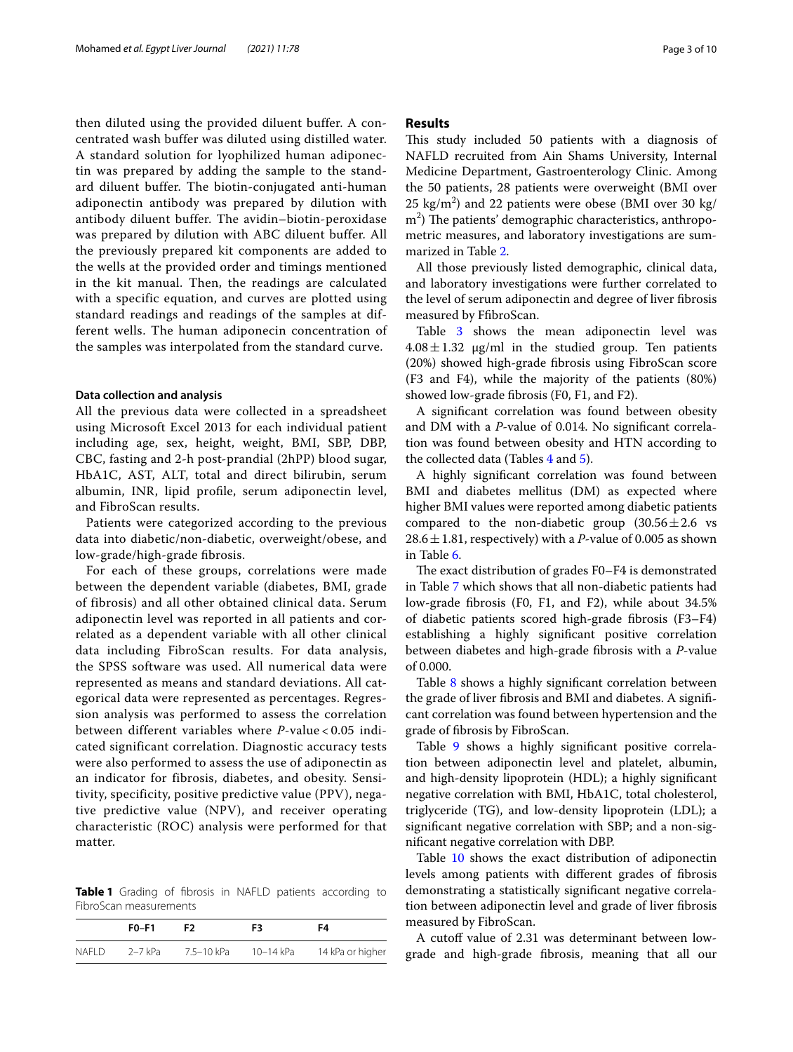then diluted using the provided diluent buffer. A concentrated wash buffer was diluted using distilled water. A standard solution for lyophilized human adiponectin was prepared by adding the sample to the standard diluent buffer. The biotin-conjugated anti-human adiponectin antibody was prepared by dilution with antibody diluent buffer. The avidin–biotin-peroxidase was prepared by dilution with ABC diluent buffer. All the previously prepared kit components are added to the wells at the provided order and timings mentioned in the kit manual. Then, the readings are calculated with a specific equation, and curves are plotted using standard readings and readings of the samples at different wells. The human adiponecin concentration of the samples was interpolated from the standard curve.

#### Data collection and analysis

All the previous data were collected in a spreadsheet using Microsoft Excel 2013 for each individual patient including age, sex, height, weight, BMI, SBP, DBP, CBC, fasting and 2-h post-prandial (2hPP) blood sugar, HbA1C, AST, ALT, total and direct bilirubin, serum albumin, INR, lipid profile, serum adiponectin level, and FibroScan results.

Patients were categorized according to the previous data into diabetic/non-diabetic, overweight/obese, and low-grade/high-grade fibrosis.

For each of these groups, correlations were made between the dependent variable (diabetes, BMI, grade of fibrosis) and all other obtained clinical data. Serum adiponectin level was reported in all patients and correlated as a dependent variable with all other clinical data including FibroScan results. For data analysis, the SPSS software was used. All numerical data were represented as means and standard deviations. All categorical data were represented as percentages. Regression analysis was performed to assess the correlation between different variables where $P$-value < 0.05 indicated significant correlation. Diagnostic accuracy tests were also performed to assess the use of adiponectin as an indicator for fibrosis, diabetes, and obesity. Sensitivity, specificity, positive predictive value (PPV), negative predictive value (NPV), and receiver operating characteristic (ROC) analysis were performed for that matter.

**Table 1** Grading of fibrosis in NAFLD patients according to FibroScan measurements

| | F0–F1 | F2 | F3 | F4 |
|---|---|---|---|---|
| NAFLD | 2–7 kPa | 7.5–10 kPa | 10–14 kPa | 14 kPa or higher |

## Results

This study included 50 patients with a diagnosis of NAFLD recruited from Ain Shams University, Internal Medicine Department, Gastroenterology Clinic. Among the 50 patients, 28 patients were overweight (BMI over 25 kg/m$^2$) and 22 patients were obese (BMI over 30 kg/m$^2$) The patients' demographic characteristics, anthropometric measures, and laboratory investigations are summarized in Table 2.

All those previously listed demographic, clinical data, and laboratory investigations were further correlated to the level of serum adiponectin and degree of liver fibrosis measured by FfibroScan.

Table 3 shows the mean adiponectin level was $4.08 \pm 1.32$ μg/ml in the studied group. Ten patients (20%) showed high-grade fibrosis using FibroScan score (F3 and F4), while the majority of the patients (80%) showed low-grade fibrosis (F0, F1, and F2).

A significant correlation was found between obesity and DM with a $P$-value of 0.014. No significant correlation was found between obesity and HTN according to the collected data (Tables 4 and 5).

A highly significant correlation was found between BMI and diabetes mellitus (DM) as expected where higher BMI values were reported among diabetic patients compared to the non-diabetic group ($30.56 \pm 2.6$ vs $28.6 \pm 1.81$, respectively) with a $P$-value of 0.005 as shown in Table 6.

The exact distribution of grades F0–F4 is demonstrated in Table 7 which shows that all non-diabetic patients had low-grade fibrosis (F0, F1, and F2), while about 34.5% of diabetic patients scored high-grade fibrosis (F3–F4) establishing a highly significant positive correlation between diabetes and high-grade fibrosis with a $P$-value of 0.000.

Table 8 shows a highly significant correlation between the grade of liver fibrosis and BMI and diabetes. A significant correlation was found between hypertension and the grade of fibrosis by FibroScan.

Table 9 shows a highly significant positive correlation between adiponectin level and platelet, albumin, and high-density lipoprotein (HDL); a highly significant negative correlation with BMI, HbA1C, total cholesterol, triglyceride (TG), and low-density lipoprotein (LDL); a significant negative correlation with SBP; and a non-significant negative correlation with DBP.

Table 10 shows the exact distribution of adiponectin levels among patients with different grades of fibrosis demonstrating a statistically significant negative correlation between adiponectin level and grade of liver fibrosis measured by FibroScan.

A cutoff value of 2.31 was determinant between low-grade and high-grade fibrosis, meaning that all our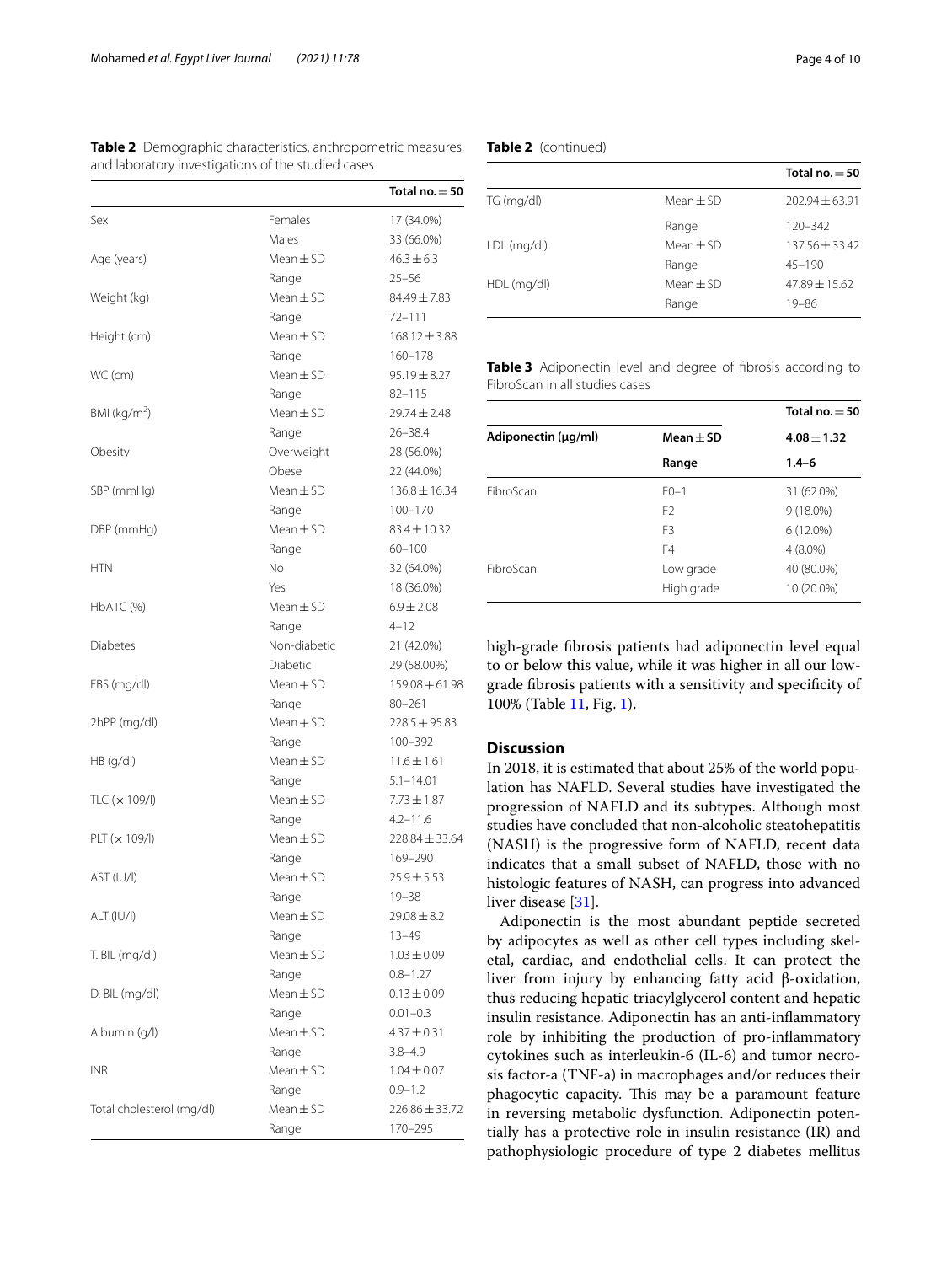**Table 2** Demographic characteristics, anthropometric measures, and laboratory investigations of the studied cases

| | | Total no. = 50 |
|---|---|---|
| Sex | Females | 17 (34.0%) |
| | Males | 33 (66.0%) |
| Age (years) | Mean ± SD | 46.3 ± 6.3 |
| | Range | 25–56 |
| Weight (kg) | Mean ± SD | 84.49 ± 7.83 |
| | Range | 72–111 |
| Height (cm) | Mean ± SD | 168.12 ± 3.88 |
| | Range | 160–178 |
| WC (cm) | Mean ± SD | 95.19 ± 8.27 |
| | Range | 82–115 |
| BMI (kg/m$^2$) | Mean ± SD | 29.74 ± 2.48 |
| | Range | 26–38.4 |
| Obesity | Overweight | 28 (56.0%) |
| | Obese | 22 (44.0%) |
| SBP (mmHg) | Mean ± SD | 136.8 ± 16.34 |
| | Range | 100–170 |
| DBP (mmHg) | Mean ± SD | 83.4 ± 10.32 |
| | Range | 60–100 |
| HTN | No | 32 (64.0%) |
| | Yes | 18 (36.0%) |
| HbA1C (%) | Mean ± SD | 6.9 ± 2.08 |
| | Range | 4–12 |
| Diabetes | Non-diabetic | 21 (42.0%) |
| | Diabetic | 29 (58.00%) |
| FBS (mg/dl) | Mean + SD | 159.08 + 61.98 |
| | Range | 80–261 |
| 2hPP (mg/dl) | Mean + SD | 228.5 + 95.83 |
| | Range | 100–392 |
| HB (g/dl) | Mean ± SD | 11.6 ± 1.61 |
| | Range | 5.1–14.01 |
| TLC (× 109/l) | Mean ± SD | 7.73 ± 1.87 |
| | Range | 4.2–11.6 |
| PLT (× 109/l) | Mean ± SD | 228.84 ± 33.64 |
| | Range | 169–290 |
| AST (IU/l) | Mean ± SD | 25.9 ± 5.53 |
| | Range | 19–38 |
| ALT (IU/l) | Mean ± SD | 29.08 ± 8.2 |
| | Range | 13–49 |
| T. BIL (mg/dl) | Mean ± SD | 1.03 ± 0.09 |
| | Range | 0.8–1.27 |
| D. BIL (mg/dl) | Mean ± SD | 0.13 ± 0.09 |
| | Range | 0.01–0.3 |
| Albumin (g/l) | Mean ± SD | 4.37 ± 0.31 |
| | Range | 3.8–4.9 |
| INR | Mean ± SD | 1.04 ± 0.07 |
| | Range | 0.9–1.2 |
| Total cholesterol (mg/dl) | Mean ± SD | 226.86 ± 33.72 |
| | Range | 170–295 |
| TG (mg/dl) | Mean ± SD | 202.94 ± 63.91 |
| | Range | 120–342 |
| LDL (mg/dl) | Mean ± SD | 137.56 ± 33.42 |
| | Range | 45–190 |
| HDL (mg/dl) | Mean ± SD | 47.89 ± 15.62 |
| | Range | 19–86 |

**Table 3** Adiponectin level and degree of fibrosis according to FibroScan in all studies cases

| | | Total no. = 50 |
|---|---|---|
| **Adiponectin (μg/ml)** | **Mean ± SD** | **4.08 ± 1.32** |
| | **Range** | **1.4–6** |
| FibroScan | F0–1 | 31 (62.0%) |
| | F2 | 9 (18.0%) |
| | F3 | 6 (12.0%) |
| | F4 | 4 (8.0%) |
| FibroScan | Low grade | 40 (80.0%) |
| | High grade | 10 (20.0%) |

high-grade fibrosis patients had adiponectin level equal to or below this value, while it was higher in all our low-grade fibrosis patients with a sensitivity and specificity of 100% (Table 11, Fig. 1).

## Discussion

In 2018, it is estimated that about 25% of the world population has NAFLD. Several studies have investigated the progression of NAFLD and its subtypes. Although most studies have concluded that non-alcoholic steatohepatitis (NASH) is the progressive form of NAFLD, recent data indicates that a small subset of NAFLD, those with no histologic features of NASH, can progress into advanced liver disease [31].

Adiponectin is the most abundant peptide secreted by adipocytes as well as other cell types including skeletal, cardiac, and endothelial cells. It can protect the liver from injury by enhancing fatty acid β-oxidation, thus reducing hepatic triacylglycerol content and hepatic insulin resistance. Adiponectin has an anti-inflammatory role by inhibiting the production of pro-inflammatory cytokines such as interleukin-6 (IL-6) and tumor necrosis factor-a (TNF-a) in macrophages and/or reduces their phagocytic capacity. This may be a paramount feature in reversing metabolic dysfunction. Adiponectin potentially has a protective role in insulin resistance (IR) and pathophysiologic procedure of type 2 diabetes mellitus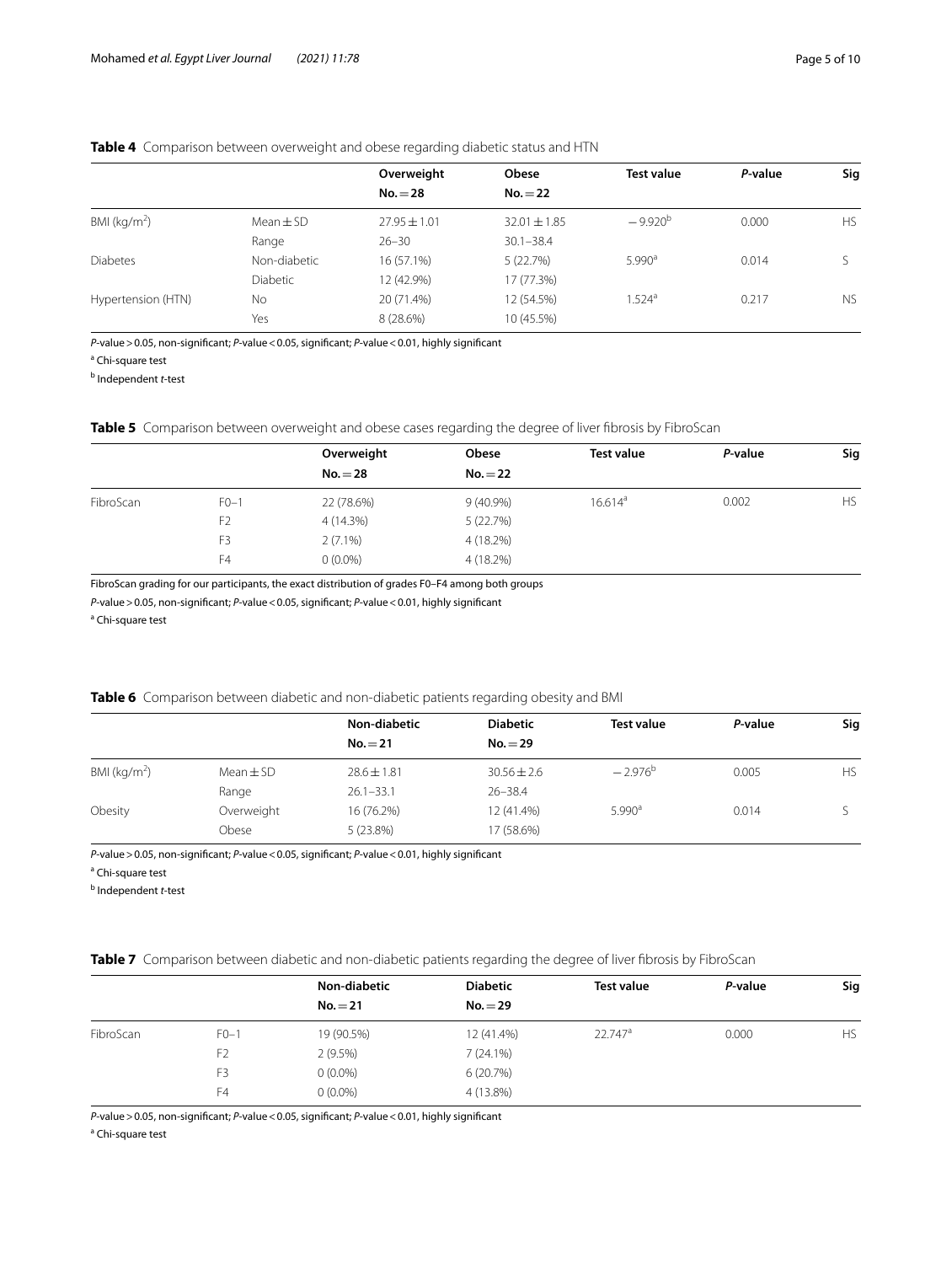**Table 4** Comparison between overweight and obese regarding diabetic status and HTN

| | | Overweight No. = 28 | Obese No. = 22 | Test value | *P*-value | Sig |
|---|---|---|---|---|---|---|
| BMI ($kg/m^2$) | Mean ± SD | 27.95 ± 1.01 | 32.01 ± 1.85 | −9.920[b] | 0.000 | HS |
| | Range | 26–30 | 30.1–38.4 | | | |
| Diabetes | Non-diabetic | 16 (57.1%) | 5 (22.7%) | 5.990[a] | 0.014 | S |
| | Diabetic | 12 (42.9%) | 17 (77.3%) | | | |
| Hypertension (HTN) | No | 20 (71.4%) | 12 (54.5%) | 1.524[a] | 0.217 | NS |
| | Yes | 8 (28.6%) | 10 (45.5%) | | | |

*P*-value > 0.05, non-significant; *P*-value < 0.05, significant; *P*-value < 0.01, highly significant

[a] Chi-square test

[b] Independent *t*-test

**Table 5** Comparison between overweight and obese cases regarding the degree of liver fibrosis by FibroScan

| | | Overweight No. = 28 | Obese No. = 22 | Test value | *P*-value | Sig |
|---|---|---|---|---|---|---|
| FibroScan | F0–1 | 22 (78.6%) | 9 (40.9%) | 16.614[a] | 0.002 | HS |
| | F2 | 4 (14.3%) | 5 (22.7%) | | | |
| | F3 | 2 (7.1%) | 4 (18.2%) | | | |
| | F4 | 0 (0.0%) | 4 (18.2%) | | | |

FibroScan grading for our participants, the exact distribution of grades F0–F4 among both groups

*P*-value > 0.05, non-significant; *P*-value < 0.05, significant; *P*-value < 0.01, highly significant

[a] Chi-square test

**Table 6** Comparison between diabetic and non-diabetic patients regarding obesity and BMI

| | | Non-diabetic No. = 21 | Diabetic No. = 29 | Test value | *P*-value | Sig |
|---|---|---|---|---|---|---|
| BMI ($kg/m^2$) | Mean ± SD | 28.6 ± 1.81 | 30.56 ± 2.6 | −2.976[b] | 0.005 | HS |
| | Range | 26.1–33.1 | 26–38.4 | | | |
| Obesity | Overweight | 16 (76.2%) | 12 (41.4%) | 5.990[a] | 0.014 | S |
| | Obese | 5 (23.8%) | 17 (58.6%) | | | |

*P*-value > 0.05, non-significant; *P*-value < 0.05, significant; *P*-value < 0.01, highly significant

[a] Chi-square test

[b] Independent *t*-test

**Table 7** Comparison between diabetic and non-diabetic patients regarding the degree of liver fibrosis by FibroScan

| | | Non-diabetic No. = 21 | Diabetic No. = 29 | Test value | *P*-value | Sig |
|---|---|---|---|---|---|---|
| FibroScan | F0–1 | 19 (90.5%) | 12 (41.4%) | 22.747[a] | 0.000 | HS |
| | F2 | 2 (9.5%) | 7 (24.1%) | | | |
| | F3 | 0 (0.0%) | 6 (20.7%) | | | |
| | F4 | 0 (0.0%) | 4 (13.8%) | | | |

*P*-value > 0.05, non-significant; *P*-value < 0.05, significant; *P*-value < 0.01, highly significant

[a] Chi-square test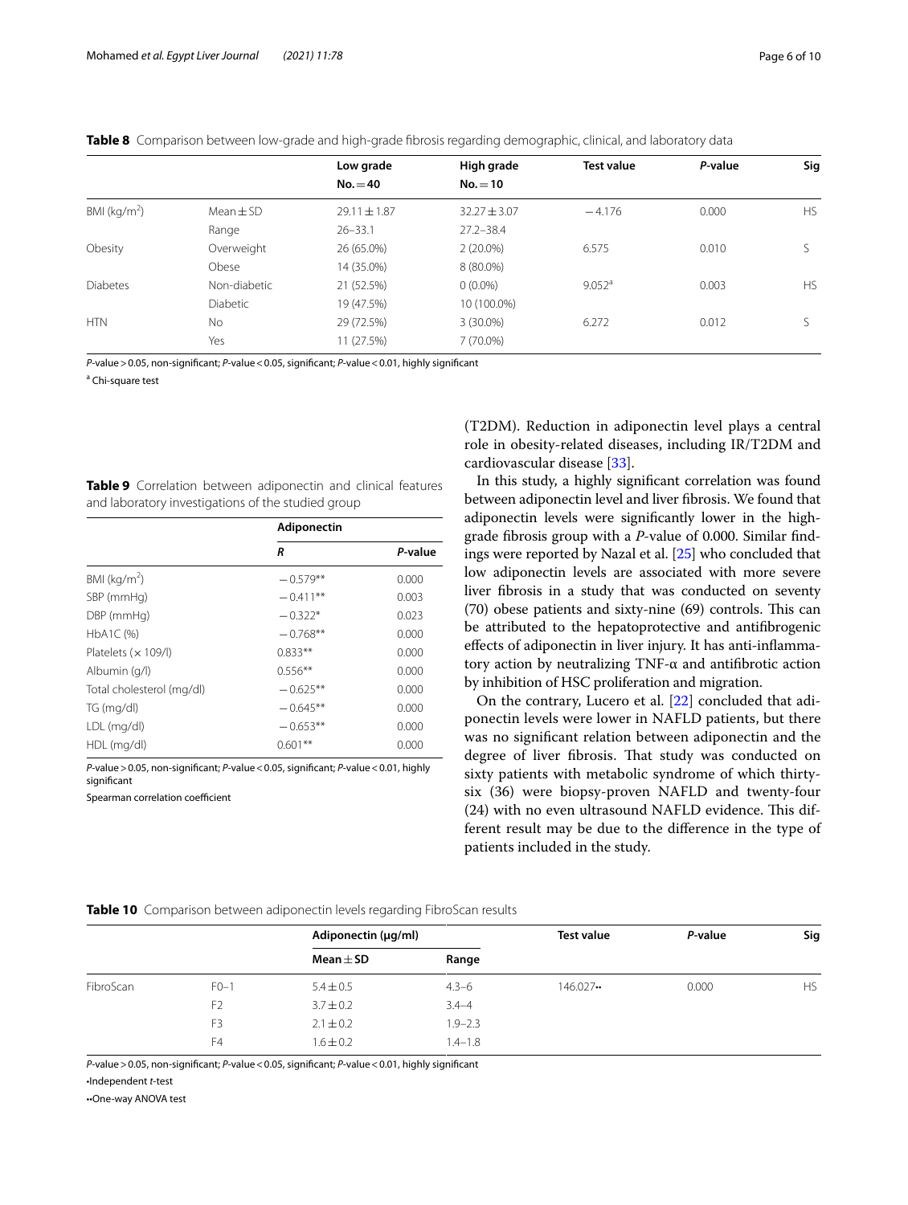**Table 8** Comparison between low-grade and high-grade fibrosis regarding demographic, clinical, and laboratory data

| | | Low grade No. = 40 | High grade No. = 10 | Test value | *P*-value | Sig |
|---|---|---|---|---|---|---|
| BMI ($kg/m^2$) | Mean ± SD | 29.11 ± 1.87 | 32.27 ± 3.07 | −4.176 | 0.000 | HS |
| | Range | 26–33.1 | 27.2–38.4 | | | |
| Obesity | Overweight | 26 (65.0%) | 2 (20.0%) | 6.575 | 0.010 | S |
| | Obese | 14 (35.0%) | 8 (80.0%) | | | |
| Diabetes | Non-diabetic | 21 (52.5%) | 0 (0.0%) | 9.052[a] | 0.003 | HS |
| | Diabetic | 19 (47.5%) | 10 (100.0%) | | | |
| HTN | No | 29 (72.5%) | 3 (30.0%) | 6.272 | 0.012 | S |
| | Yes | 11 (27.5%) | 7 (70.0%) | | | |

*P*-value > 0.05, non-significant; *P*-value < 0.05, significant; *P*-value < 0.01, highly significant

[a] Chi-square test

**Table 9** Correlation between adiponectin and clinical features and laboratory investigations of the studied group

| | Adiponectin | |
|---|---|---|
| | *R* | *P*-value |
| BMI ($kg/m^2$) | −0.579** | 0.000 |
| SBP (mmHg) | −0.411** | 0.003 |
| DBP (mmHg) | −0.322* | 0.023 |
| HbA1C (%) | −0.768** | 0.000 |
| Platelets (× 109/l) | 0.833** | 0.000 |
| Albumin (g/l) | 0.556** | 0.000 |
| Total cholesterol (mg/dl) | −0.625** | 0.000 |
| TG (mg/dl) | −0.645** | 0.000 |
| LDL (mg/dl) | −0.653** | 0.000 |
| HDL (mg/dl) | 0.601** | 0.000 |

*P*-value > 0.05, non-significant; *P*-value < 0.05, significant; *P*-value < 0.01, highly significant

Spearman correlation coefficient

(T2DM). Reduction in adiponectin level plays a central role in obesity-related diseases, including IR/T2DM and cardiovascular disease [33].

In this study, a highly significant correlation was found between adiponectin level and liver fibrosis. We found that adiponectin levels were significantly lower in the high-grade fibrosis group with a *P*-value of 0.000. Similar findings were reported by Nazal et al. [25] who concluded that low adiponectin levels are associated with more severe liver fibrosis in a study that was conducted on seventy (70) obese patients and sixty-nine (69) controls. This can be attributed to the hepatoprotective and antifibrogenic effects of adiponectin in liver injury. It has anti-inflammatory action by neutralizing TNF-α and antifibrotic action by inhibition of HSC proliferation and migration.

On the contrary, Lucero et al. [22] concluded that adiponectin levels were lower in NAFLD patients, but there was no significant relation between adiponectin and the degree of liver fibrosis. That study was conducted on sixty patients with metabolic syndrome of which thirty-six (36) were biopsy-proven NAFLD and twenty-four (24) with no even ultrasound NAFLD evidence. This different result may be due to the difference in the type of patients included in the study.

**Table 10** Comparison between adiponectin levels regarding FibroScan results

| | | Adiponectin (μg/ml) | | Test value | *P*-value | Sig |
|---|---|---|---|---|---|---|
| | | Mean ± SD | Range | | | |
| FibroScan | F0–1 | 5.4 ± 0.5 | 4.3–6 | 146.027•• | 0.000 | HS |
| | F2 | 3.7 ± 0.2 | 3.4–4 | | | |
| | F3 | 2.1 ± 0.2 | 1.9–2.3 | | | |
| | F4 | 1.6 ± 0.2 | 1.4–1.8 | | | |

*P*-value > 0.05, non-significant; *P*-value < 0.05, significant; *P*-value < 0.01, highly significant

•Independent *t*-test

••One-way ANOVA test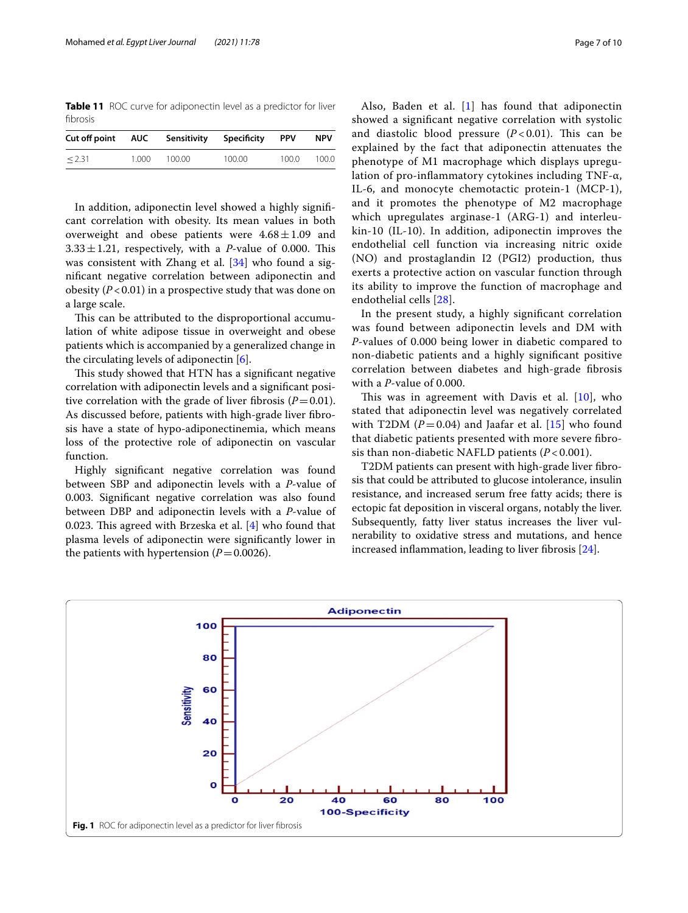**Table 11** ROC curve for adiponectin level as a predictor for liver fibrosis

| Cut off point | AUC | Sensitivity | Specificity | PPV | NPV |
|---|---|---|---|---|---|
| ≤2.31 | 1.000 | 100.00 | 100.00 | 100.0 | 100.0 |

In addition, adiponectin level showed a highly significant correlation with obesity. Its mean values in both overweight and obese patients were $4.68 \pm 1.09$ and $3.33 \pm 1.21$, respectively, with a *P*-value of 0.000. This was consistent with Zhang et al. [34] who found a significant negative correlation between adiponectin and obesity ($P < 0.01$) in a prospective study that was done on a large scale.

This can be attributed to the disproportional accumulation of white adipose tissue in overweight and obese patients which is accompanied by a generalized change in the circulating levels of adiponectin [6].

This study showed that HTN has a significant negative correlation with adiponectin levels and a significant positive correlation with the grade of liver fibrosis ($P = 0.01$). As discussed before, patients with high-grade liver fibrosis have a state of hypo-adiponectinemia, which means loss of the protective role of adiponectin on vascular function.

Highly significant negative correlation was found between SBP and adiponectin levels with a *P*-value of 0.003. Significant negative correlation was also found between DBP and adiponectin levels with a *P*-value of 0.023. This agreed with Brzeska et al. [4] who found that plasma levels of adiponectin were significantly lower in the patients with hypertension ($P = 0.0026$).

Also, Baden et al. [1] has found that adiponectin showed a significant negative correlation with systolic and diastolic blood pressure ($P < 0.01$). This can be explained by the fact that adiponectin attenuates the phenotype of M1 macrophage which displays upregulation of pro-inflammatory cytokines including TNF-α, IL-6, and monocyte chemotactic protein-1 (MCP-1), and it promotes the phenotype of M2 macrophage which upregulates arginase-1 (ARG-1) and interleukin-10 (IL-10). In addition, adiponectin improves the endothelial cell function via increasing nitric oxide (NO) and prostaglandin I2 (PGI2) production, thus exerts a protective action on vascular function through its ability to improve the function of macrophage and endothelial cells [28].

In the present study, a highly significant correlation was found between adiponectin levels and DM with *P*-values of 0.000 being lower in diabetic compared to non-diabetic patients and a highly significant positive correlation between diabetes and high-grade fibrosis with a *P*-value of 0.000.

This was in agreement with Davis et al. [10], who stated that adiponectin level was negatively correlated with T2DM ($P = 0.04$) and Jaafar et al. [15] who found that diabetic patients presented with more severe fibrosis than non-diabetic NAFLD patients ($P < 0.001$).

T2DM patients can present with high-grade liver fibrosis that could be attributed to glucose intolerance, insulin resistance, and increased serum free fatty acids; there is ectopic fat deposition in visceral organs, notably the liver. Subsequently, fatty liver status increases the liver vulnerability to oxidative stress and mutations, and hence increased inflammation, leading to liver fibrosis [24].

**Fig. 1** ROC for adiponectin level as a predictor for liver fibrosis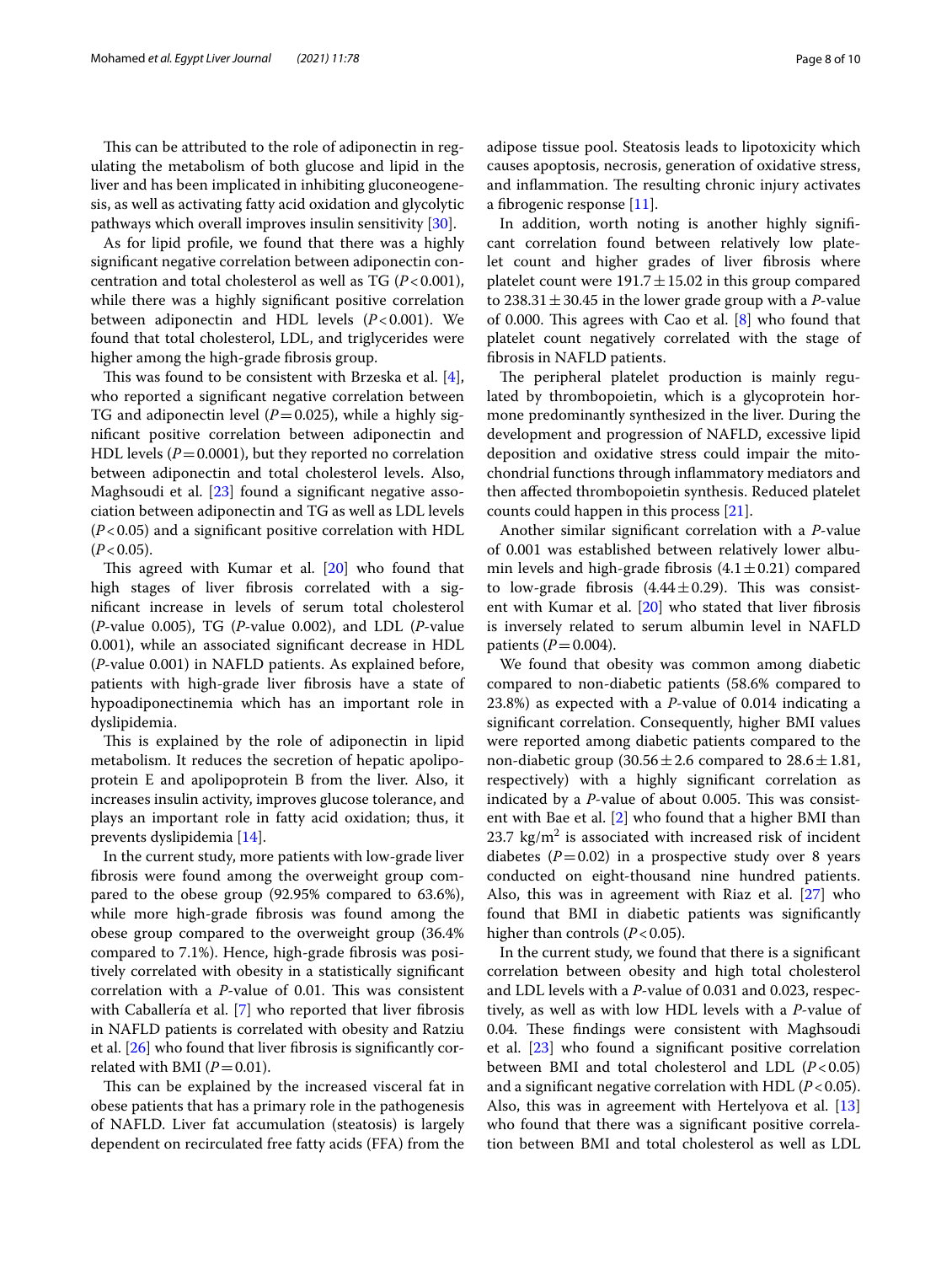This can be attributed to the role of adiponectin in regulating the metabolism of both glucose and lipid in the liver and has been implicated in inhibiting gluconeogenesis, as well as activating fatty acid oxidation and glycolytic pathways which overall improves insulin sensitivity [30].

As for lipid profile, we found that there was a highly significant negative correlation between adiponectin concentration and total cholesterol as well as TG ($P<0.001$), while there was a highly significant positive correlation between adiponectin and HDL levels ($P<0.001$). We found that total cholesterol, LDL, and triglycerides were higher among the high-grade fibrosis group.

This was found to be consistent with Brzeska et al. [4], who reported a significant negative correlation between TG and adiponectin level ($P=0.025$), while a highly significant positive correlation between adiponectin and HDL levels ($P=0.0001$), but they reported no correlation between adiponectin and total cholesterol levels. Also, Maghsoudi et al. [23] found a significant negative association between adiponectin and TG as well as LDL levels ($P<0.05$) and a significant positive correlation with HDL ($P<0.05$).

This agreed with Kumar et al. [20] who found that high stages of liver fibrosis correlated with a significant increase in levels of serum total cholesterol (*P*-value 0.005), TG (*P*-value 0.002), and LDL (*P*-value 0.001), while an associated significant decrease in HDL (*P*-value 0.001) in NAFLD patients. As explained before, patients with high-grade liver fibrosis have a state of hypoadiponectinemia which has an important role in dyslipidemia.

This is explained by the role of adiponectin in lipid metabolism. It reduces the secretion of hepatic apolipoprotein E and apolipoprotein B from the liver. Also, it increases insulin activity, improves glucose tolerance, and plays an important role in fatty acid oxidation; thus, it prevents dyslipidemia [14].

In the current study, more patients with low-grade liver fibrosis were found among the overweight group compared to the obese group (92.95% compared to 63.6%), while more high-grade fibrosis was found among the obese group compared to the overweight group (36.4% compared to 7.1%). Hence, high-grade fibrosis was positively correlated with obesity in a statistically significant correlation with a *P*-value of 0.01. This was consistent with Caballería et al. [7] who reported that liver fibrosis in NAFLD patients is correlated with obesity and Ratziu et al. [26] who found that liver fibrosis is significantly correlated with BMI ($P=0.01$).

This can be explained by the increased visceral fat in obese patients that has a primary role in the pathogenesis of NAFLD. Liver fat accumulation (steatosis) is largely dependent on recirculated free fatty acids (FFA) from the adipose tissue pool. Steatosis leads to lipotoxicity which causes apoptosis, necrosis, generation of oxidative stress, and inflammation. The resulting chronic injury activates a fibrogenic response [11].

In addition, worth noting is another highly significant correlation found between relatively low platelet count and higher grades of liver fibrosis where platelet count were $191.7 \pm 15.02$ in this group compared to $238.31 \pm 30.45$ in the lower grade group with a *P*-value of 0.000. This agrees with Cao et al. [8] who found that platelet count negatively correlated with the stage of fibrosis in NAFLD patients.

The peripheral platelet production is mainly regulated by thrombopoietin, which is a glycoprotein hormone predominantly synthesized in the liver. During the development and progression of NAFLD, excessive lipid deposition and oxidative stress could impair the mitochondrial functions through inflammatory mediators and then affected thrombopoietin synthesis. Reduced platelet counts could happen in this process [21].

Another similar significant correlation with a *P*-value of 0.001 was established between relatively lower albumin levels and high-grade fibrosis ($4.1 \pm 0.21$) compared to low-grade fibrosis ($4.44 \pm 0.29$). This was consistent with Kumar et al. [20] who stated that liver fibrosis is inversely related to serum albumin level in NAFLD patients ($P=0.004$).

We found that obesity was common among diabetic compared to non-diabetic patients (58.6% compared to 23.8%) as expected with a *P*-value of 0.014 indicating a significant correlation. Consequently, higher BMI values were reported among diabetic patients compared to the non-diabetic group ($30.56 \pm 2.6$ compared to $28.6 \pm 1.81$, respectively) with a highly significant correlation as indicated by a *P*-value of about 0.005. This was consistent with Bae et al. [2] who found that a higher BMI than 23.7 $kg/m^2$ is associated with increased risk of incident diabetes ($P=0.02$) in a prospective study over 8 years conducted on eight-thousand nine hundred patients. Also, this was in agreement with Riaz et al. [27] who found that BMI in diabetic patients was significantly higher than controls ($P<0.05$).

In the current study, we found that there is a significant correlation between obesity and high total cholesterol and LDL levels with a *P*-value of 0.031 and 0.023, respectively, as well as with low HDL levels with a *P*-value of 0.04. These findings were consistent with Maghsoudi et al. [23] who found a significant positive correlation between BMI and total cholesterol and LDL ($P<0.05$) and a significant negative correlation with HDL ($P<0.05$). Also, this was in agreement with Hertelyova et al. [13] who found that there was a significant positive correlation between BMI and total cholesterol as well as LDL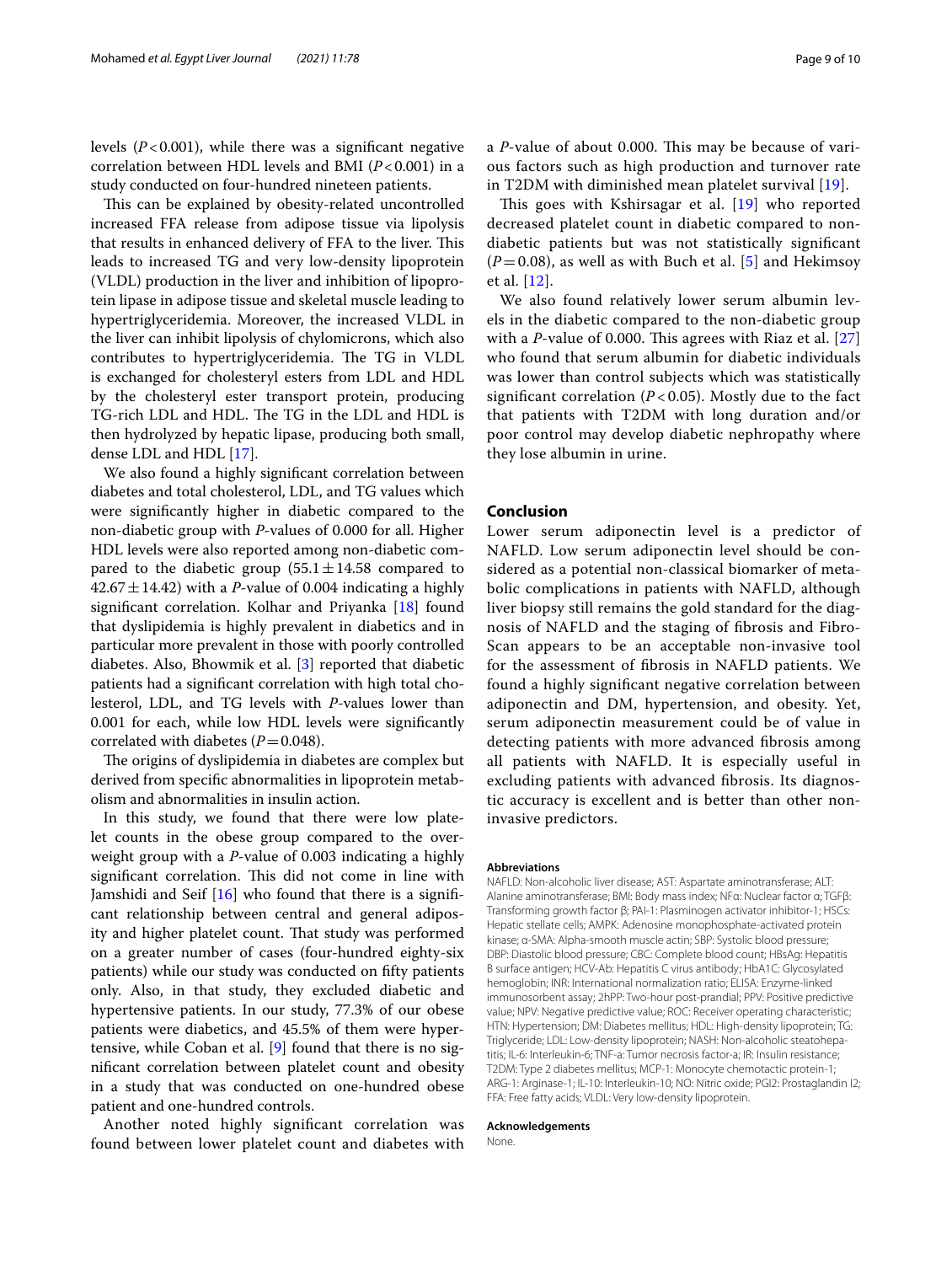levels ($P < 0.001$), while there was a significant negative correlation between HDL levels and BMI ($P < 0.001$) in a study conducted on four-hundred nineteen patients.

This can be explained by obesity-related uncontrolled increased FFA release from adipose tissue via lipolysis that results in enhanced delivery of FFA to the liver. This leads to increased TG and very low-density lipoprotein (VLDL) production in the liver and inhibition of lipoprotein lipase in adipose tissue and skeletal muscle leading to hypertriglyceridemia. Moreover, the increased VLDL in the liver can inhibit lipolysis of chylomicrons, which also contributes to hypertriglyceridemia. The TG in VLDL is exchanged for cholesteryl esters from LDL and HDL by the cholesteryl ester transport protein, producing TG-rich LDL and HDL. The TG in the LDL and HDL is then hydrolyzed by hepatic lipase, producing both small, dense LDL and HDL [17].

We also found a highly significant correlation between diabetes and total cholesterol, LDL, and TG values which were significantly higher in diabetic compared to the non-diabetic group with *P*-values of 0.000 for all. Higher HDL levels were also reported among non-diabetic compared to the diabetic group ($55.1 \pm 14.58$ compared to $42.67 \pm 14.42$) with a *P*-value of 0.004 indicating a highly significant correlation. Kolhar and Priyanka [18] found that dyslipidemia is highly prevalent in diabetics and in particular more prevalent in those with poorly controlled diabetes. Also, Bhowmik et al. [3] reported that diabetic patients had a significant correlation with high total cholesterol, LDL, and TG levels with *P*-values lower than 0.001 for each, while low HDL levels were significantly correlated with diabetes ($P = 0.048$).

The origins of dyslipidemia in diabetes are complex but derived from specific abnormalities in lipoprotein metabolism and abnormalities in insulin action.

In this study, we found that there were low platelet counts in the obese group compared to the overweight group with a *P*-value of 0.003 indicating a highly significant correlation. This did not come in line with Jamshidi and Seif [16] who found that there is a significant relationship between central and general adiposity and higher platelet count. That study was performed on a greater number of cases (four-hundred eighty-six patients) while our study was conducted on fifty patients only. Also, in that study, they excluded diabetic and hypertensive patients. In our study, 77.3% of our obese patients were diabetics, and 45.5% of them were hypertensive, while Coban et al. [9] found that there is no significant correlation between platelet count and obesity in a study that was conducted on one-hundred obese patient and one-hundred controls.

Another noted highly significant correlation was found between lower platelet count and diabetes with a *P*-value of about 0.000. This may be because of various factors such as high production and turnover rate in T2DM with diminished mean platelet survival [19].

This goes with Kshirsagar et al. [19] who reported decreased platelet count in diabetic compared to non-diabetic patients but was not statistically significant ($P = 0.08$), as well as with Buch et al. [5] and Hekimsoy et al. [12].

We also found relatively lower serum albumin levels in the diabetic compared to the non-diabetic group with a *P*-value of 0.000. This agrees with Riaz et al. [27] who found that serum albumin for diabetic individuals was lower than control subjects which was statistically significant correlation ($P < 0.05$). Mostly due to the fact that patients with T2DM with long duration and/or poor control may develop diabetic nephropathy where they lose albumin in urine.

## Conclusion

Lower serum adiponectin level is a predictor of NAFLD. Low serum adiponectin level should be considered as a potential non-classical biomarker of metabolic complications in patients with NAFLD, although liver biopsy still remains the gold standard for the diagnosis of NAFLD and the staging of fibrosis and FibroScan appears to be an acceptable non-invasive tool for the assessment of fibrosis in NAFLD patients. We found a highly significant negative correlation between adiponectin and DM, hypertension, and obesity. Yet, serum adiponectin measurement could be of value in detecting patients with more advanced fibrosis among all patients with NAFLD. It is especially useful in excluding patients with advanced fibrosis. Its diagnostic accuracy is excellent and is better than other non-invasive predictors.

#### Abbreviations

NAFLD: Non-alcoholic liver disease; AST: Aspartate aminotransferase; ALT: Alanine aminotransferase; BMI: Body mass index; NFα: Nuclear factor α; TGFβ: Transforming growth factor β; PAI-1: Plasminogen activator inhibitor-1; HSCs: Hepatic stellate cells; AMPK: Adenosine monophosphate-activated protein kinase; α-SMA: Alpha-smooth muscle actin; SBP: Systolic blood pressure; DBP: Diastolic blood pressure; CBC: Complete blood count; HBsAg: Hepatitis B surface antigen; HCV-Ab: Hepatitis C virus antibody; HbA1C: Glycosylated hemoglobin; INR: International normalization ratio; ELISA: Enzyme-linked immunosorbent assay; 2hPP: Two-hour post-prandial; PPV: Positive predictive value; NPV: Negative predictive value; ROC: Receiver operating characteristic; HTN: Hypertension; DM: Diabetes mellitus; HDL: High-density lipoprotein; TG: Triglyceride; LDL: Low-density lipoprotein; NASH: Non-alcoholic steatohepatitis; IL-6: Interleukin-6; TNF-a: Tumor necrosis factor-a; IR: Insulin resistance; T2DM: Type 2 diabetes mellitus; MCP-1: Monocyte chemotactic protein-1; ARG-1: Arginase-1; IL-10: Interleukin-10; NO: Nitric oxide; PGI2: Prostaglandin I2; FFA: Free fatty acids; VLDL: Very low-density lipoprotein.

#### Acknowledgements

None.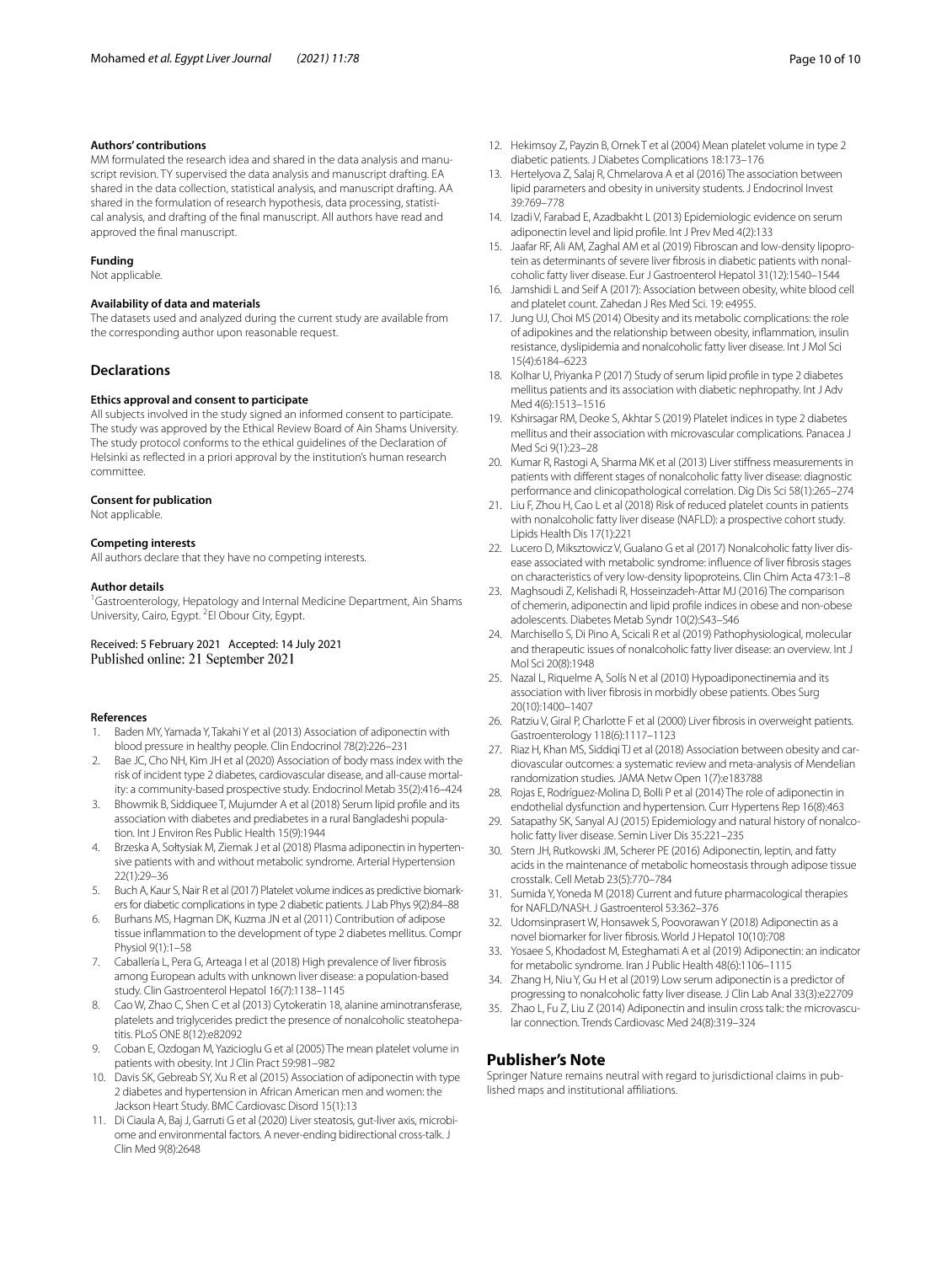#### Authors' contributions

MM formulated the research idea and shared in the data analysis and manuscript revision. TY supervised the data analysis and manuscript drafting. EA shared in the data collection, statistical analysis, and manuscript drafting. AA shared in the formulation of research hypothesis, data processing, statistical analysis, and drafting of the final manuscript. All authors have read and approved the final manuscript.

#### Funding

Not applicable.

#### Availability of data and materials

The datasets used and analyzed during the current study are available from the corresponding author upon reasonable request.

## Declarations

#### Ethics approval and consent to participate

All subjects involved in the study signed an informed consent to participate. The study was approved by the Ethical Review Board of Ain Shams University. The study protocol conforms to the ethical guidelines of the Declaration of Helsinki as reflected in a priori approval by the institution's human research committee.

#### Consent for publication

Not applicable.

#### Competing interests

All authors declare that they have no competing interests.

#### Author details

[1]Gastroenterology, Hepatology and Internal Medicine Department, Ain Shams University, Cairo, Egypt. [2]El Obour City, Egypt.

Received: 5 February 2021 Accepted: 14 July 2021
Published online: 21 September 2021

#### References

1. Baden MY, Yamada Y, Takahi Y et al (2013) Association of adiponectin with blood pressure in healthy people. Clin Endocrinol 78(2):226–231
2. Bae JC, Cho NH, Kim JH et al (2020) Association of body mass index with the risk of incident type 2 diabetes, cardiovascular disease, and all-cause mortality: a community-based prospective study. Endocrinol Metab 35(2):416–424
3. Bhowmik B, Siddiquee T, Mujumder A et al (2018) Serum lipid profile and its association with diabetes and prediabetes in a rural Bangladeshi population. Int J Environ Res Public Health 15(9):1944
4. Brzeska A, Sołtysiak M, Ziemak J et al (2018) Plasma adiponectin in hypertensive patients with and without metabolic syndrome. Arterial Hypertension 22(1):29–36
5. Buch A, Kaur S, Nair R et al (2017) Platelet volume indices as predictive biomarkers for diabetic complications in type 2 diabetic patients. J Lab Phys 9(2):84–88
6. Burhans MS, Hagman DK, Kuzma JN et al (2011) Contribution of adipose tissue inflammation to the development of type 2 diabetes mellitus. Compr Physiol 9(1):1–58
7. Caballería L, Pera G, Arteaga I et al (2018) High prevalence of liver fibrosis among European adults with unknown liver disease: a population-based study. Clin Gastroenterol Hepatol 16(7):1138–1145
8. Cao W, Zhao C, Shen C et al (2013) Cytokeratin 18, alanine aminotransferase, platelets and triglycerides predict the presence of nonalcoholic steatohepatitis. PLoS ONE 8(12):e82092
9. Coban E, Ozdogan M, Yazicioglu G et al (2005) The mean platelet volume in patients with obesity. Int J Clin Pract 59:981–982
10. Davis SK, Gebreab SY, Xu R et al (2015) Association of adiponectin with type 2 diabetes and hypertension in African American men and women: the Jackson Heart Study. BMC Cardiovasc Disord 15(1):13
11. Di Ciaula A, Baj J, Garruti G et al (2020) Liver steatosis, gut-liver axis, microbiome and environmental factors. A never-ending bidirectional cross-talk. J Clin Med 9(8):2648
12. Hekimsoy Z, Payzin B, Ornek T et al (2004) Mean platelet volume in type 2 diabetic patients. J Diabetes Complications 18:173–176
13. Hertelyova Z, Salaj R, Chmelarova A et al (2016) The association between lipid parameters and obesity in university students. J Endocrinol Invest 39:769–778
14. Izadi V, Farabad E, Azadbakht L (2013) Epidemiologic evidence on serum adiponectin level and lipid profile. Int J Prev Med 4(2):133
15. Jaafar RF, Ali AM, Zaghal AM et al (2019) Fibroscan and low-density lipoprotein as determinants of severe liver fibrosis in diabetic patients with nonalcoholic fatty liver disease. Eur J Gastroenterol Hepatol 31(12):1540–1544
16. Jamshidi L and Seif A (2017): Association between obesity, white blood cell and platelet count. Zahedan J Res Med Sci. 19: e4955.
17. Jung UJ, Choi MS (2014) Obesity and its metabolic complications: the role of adipokines and the relationship between obesity, inflammation, insulin resistance, dyslipidemia and nonalcoholic fatty liver disease. Int J Mol Sci 15(4):6184–6223
18. Kolhar U, Priyanka P (2017) Study of serum lipid profile in type 2 diabetes mellitus patients and its association with diabetic nephropathy. Int J Adv Med 4(6):1513–1516
19. Kshirsagar RM, Deoke S, Akhtar S (2019) Platelet indices in type 2 diabetes mellitus and their association with microvascular complications. Panacea J Med Sci 9(1):23–28
20. Kumar R, Rastogi A, Sharma MK et al (2013) Liver stiffness measurements in patients with different stages of nonalcoholic fatty liver disease: diagnostic performance and clinicopathological correlation. Dig Dis Sci 58(1):265–274
21. Liu F, Zhou H, Cao L et al (2018) Risk of reduced platelet counts in patients with nonalcoholic fatty liver disease (NAFLD): a prospective cohort study. Lipids Health Dis 17(1):221
22. Lucero D, Miksztowicz V, Gualano G et al (2017) Nonalcoholic fatty liver disease associated with metabolic syndrome: influence of liver fibrosis stages on characteristics of very low-density lipoproteins. Clin Chim Acta 473:1–8
23. Maghsoudi Z, Kelishadi R, Hosseinzadeh-Attar MJ (2016) The comparison of chemerin, adiponectin and lipid profile indices in obese and non-obese adolescents. Diabetes Metab Syndr 10(2):S43–S46
24. Marchisello S, Di Pino A, Scicali R et al (2019) Pathophysiological, molecular and therapeutic issues of nonalcoholic fatty liver disease: an overview. Int J Mol Sci 20(8):1948
25. Nazal L, Riquelme A, Solís N et al (2010) Hypoadiponectinemia and its association with liver fibrosis in morbidly obese patients. Obes Surg 20(10):1400–1407
26. Ratziu V, Giral P, Charlotte F et al (2000) Liver fibrosis in overweight patients. Gastroenterology 118(6):1117–1123
27. Riaz H, Khan MS, Siddiqi TJ et al (2018) Association between obesity and cardiovascular outcomes: a systematic review and meta-analysis of Mendelian randomization studies. JAMA Netw Open 1(7):e183788
28. Rojas E, Rodríguez-Molina D, Bolli P et al (2014) The role of adiponectin in endothelial dysfunction and hypertension. Curr Hypertens Rep 16(8):463
29. Satapathy SK, Sanyal AJ (2015) Epidemiology and natural history of nonalcoholic fatty liver disease. Semin Liver Dis 35:221–235
30. Stern JH, Rutkowski JM, Scherer PE (2016) Adiponectin, leptin, and fatty acids in the maintenance of metabolic homeostasis through adipose tissue crosstalk. Cell Metab 23(5):770–784
31. Sumida Y, Yoneda M (2018) Current and future pharmacological therapies for NAFLD/NASH. J Gastroenterol 53:362–376
32. Udomsinprasert W, Honsawek S, Poovorawan Y (2018) Adiponectin as a novel biomarker for liver fibrosis. World J Hepatol 10(10):708
33. Yosaee S, Khodadost M, Esteghamati A et al (2019) Adiponectin: an indicator for metabolic syndrome. Iran J Public Health 48(6):1106–1115
34. Zhang H, Niu Y, Gu H et al (2019) Low serum adiponectin is a predictor of progressing to nonalcoholic fatty liver disease. J Clin Lab Anal 33(3):e22709
35. Zhao L, Fu Z, Liu Z (2014) Adiponectin and insulin cross talk: the microvascular connection. Trends Cardiovasc Med 24(8):319–324

## Publisher's Note

Springer Nature remains neutral with regard to jurisdictional claims in published maps and institutional affiliations.